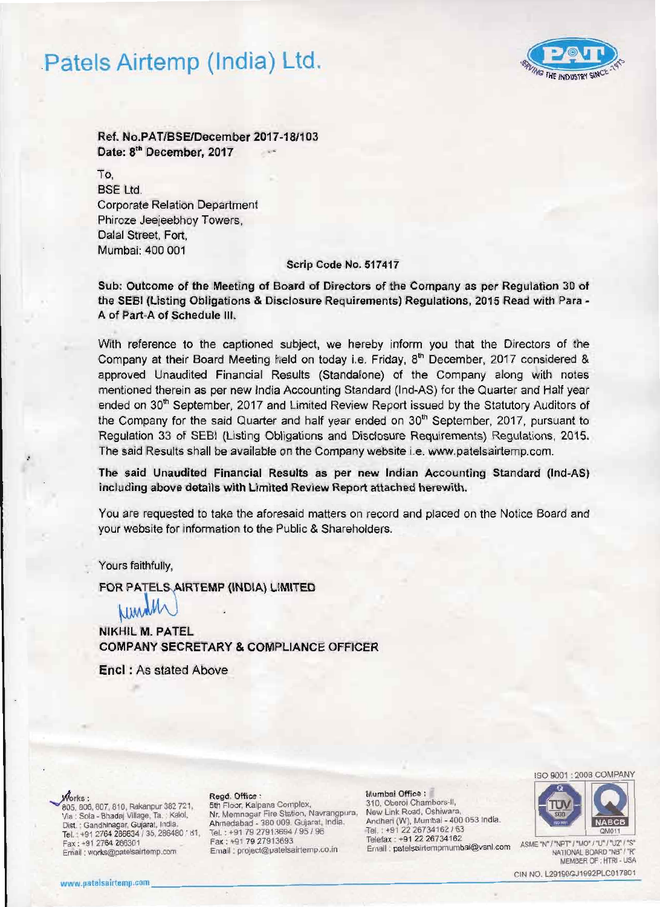# Patels Airtemp (India) Ltd.

**Ref. No.PAT/BSE/December 2017-18/103**
**Date: 8th December, 2017**

To,
BSE Ltd.
Corporate Relation Department
Phiroze Jeejeebhoy Towers,
Dalal Street, Fort,
Mumbai: 400 001

**Scrip Code No. 517417**

**Sub: Outcome of the Meeting of Board of Directors of the Company as per Regulation 30 of the SEBI (Listing Obligations & Disclosure Requirements) Regulations, 2015 Read with Para - A of Part-A of Schedule III.**

With reference to the captioned subject, we hereby inform you that the Directors of the Company at their Board Meeting held on today i.e. Friday, 8th December, 2017 considered & approved Unaudited Financial Results (Standalone) of the Company along with notes mentioned therein as per new India Accounting Standard (Ind-AS) for the Quarter and Half year ended on 30th September, 2017 and Limited Review Report issued by the Statutory Auditors of the Company for the said Quarter and half year ended on 30th September, 2017, pursuant to Regulation 33 of SEBI (Listing Obligations and Disclosure Requirements) Regulations, 2015. The said Results shall be available on the Company website i.e. www.patelsairtemp.com.

**The said Unaudited Financial Results as per new Indian Accounting Standard (Ind-AS) including above details with Limited Review Report attached herewith.**

You are requested to take the aforesaid matters on record and placed on the Notice Board and your website for information to the Public & Shareholders.

Yours faithfully,

**FOR PATELS AIRTEMP (INDIA) LIMITED**

**NIKHIL M. PATEL**
**COMPANY SECRETARY & COMPLIANCE OFFICER**

**Encl :** As stated Above

**Works :** 805, 806, 807, 810, Rakanpur 382 721, Via : Sola - Bhadaj Village, Ta. : Kalol, Dist. : Gandhinagar, Gujarat, India. Tel. : +91 2764 286634 / 35, 286480 / 81, Fax : +91 2764 286301 Email : works@patelsairtemp.com

**Regd. Office :** 5th Floor, Kalpana Complex, Nr. Memnagar Fire Station, Navrangpura, Ahmedabad - 380 009. Gujarat, India. Tel. : +91 79 27913694 / 95 / 96 Fax : +91 79 27913693 Email : project@patelsairtemp.co.in

**Mumbai Office :** 310, Oberoi Chambers-II, New Link Road, Oshiwara, Andheri (W), Mumbai - 400 053 India. Tel. : +91 22 26734162 / 63 Telefax : +91 22 26734162 Email : patelsairtempmumbai@vsnl.com

ISO 9001 : 2008 COMPANY

ASME "N" / "NPT" / "MO" / "U" / "U2" / "S" NATIONAL BOARD "NB" / "R" MEMBER OF : HTRI - USA

CIN NO. L29190GJ1992PLC017801

www.patelsairtemp.com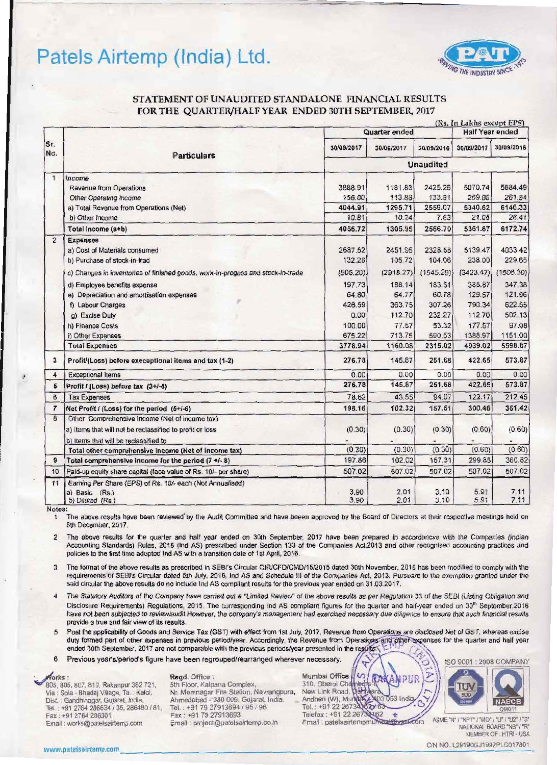# Patels Airtemp (India) Ltd.

## STATEMENT OF UNAUDITED STANDALONE FINANCIAL RESULTS FOR THE QUARTER/HALF YEAR ENDED 30TH SEPTEMBER, 2017

(Rs. In Lakhs except EPS)

| Sr. No. | Particulars | Quarter ended | | | Half Year ended | |
|---|---|---|---|---|---|---|
| | | 30/09/2017 | 30/06/2017 | 30/09/2016 | 30/09/2017 | 30/09/2016 |
| | | Unaudited | | | | |
| 1 | *Income* | | | | | |
| | Revenue from Operations | 3888.91 | 1181.83 | 2425.26 | 5070.74 | 5884.49 |
| | *Other Operating Income* | 156.00 | 113.88 | 133.81 | 269.88 | 261.84 |
| | a) Total Revenue from Operations (Net) | 4044.91 | 1295.71 | 2559.07 | 5340.62 | 6146.33 |
| | *b) Other Income* | 10.81 | 10.24 | 7.63 | 21.05 | 26.41 |
| | **Total Income (a+b)** | 4055.72 | 1305.95 | 2566.70 | 5361.67 | 6172.74 |
| 2 | **Expenses** | | | | | |
| | a) Cost of Materials consumed | 2687.52 | 2451.95 | 2328.58 | 5139.47 | 4033.42 |
| | b) Purchase of stock-in-trad | 132.28 | 105.72 | 104.06 | 238.00 | 229.65 |
| | c) Changes in inventories of finished goods, work-in-progess and stock-in-trade | (505.20) | (2918.27) | (1545.29) | (3423.47) | (1506.30) |
| | d) Employee benefits expense | 197.73 | 188.14 | 183.51 | 385.87 | 347.38 |
| | e) Depreciation and amortisation expenses | 64.80 | 64.77 | 60.78 | 129.57 | 121.96 |
| | f) Labour Charges | 426.59 | 363.75 | 307.26 | 790.34 | 622.55 |
| | g) Excise Duty | 0.00 | 112.70 | 232.27 | 112.70 | 502.13 |
| | h) Finance Costs | 100.00 | 77.57 | 53.32 | 177.57 | 97.08 |
| | i) Other Expenses | 675.22 | 713.75 | 590.53 | 1388.97 | 1151.00 |
| | **Total Expenses** | 3778.94 | 1160.08 | 2315.02 | 4939.02 | 5598.87 |
| 3 | **Profit/(Loss) before exceptional items and tax (1-2)** | 276.78 | 145.87 | 251.68 | 422.65 | 573.87 |
| 4 | Exceptional Items | 0.00 | 0.00 | 0.00 | 0.00 | 0.00 |
| 5 | ***Profit / (Loss) before tax (3+/-4)*** | 276.78 | 145.87 | 251.68 | 422.65 | 573.87 |
| 6 | Tax Expenses | 78.62 | 43.55 | 94.07 | 122.17 | 212.45 |
| 7 | **Net Profit / (Loss) for the period (5+/-6)** | 198.16 | 102.32 | 157.61 | 300.48 | 361.42 |
| 8 | Other Comprehensive Income (Net of income tax) | | | | | |
| | a) Items that will not be reclassified to profit or loss | (0.30) | (0.30) | (0.30) | (0.60) | (0.60) |
| | b) Items that will be reclassified to | - | - | - | - | - |
| | **Total other comprehensive income (Net of income tax)** | (0.30) | (0.30) | (0.30) | (0.60) | (0.60) |
| 9 | **Total comprehensive income for the period (7 +/- 8)** | 197.86 | 102.02 | 157.31 | 299.88 | 360.82 |
| 10 | Paid-up equity share capital (face value of Rs. 10/- per share) | 507.02 | 507.02 | 507.02 | 507.02 | 507.02 |
| 11 | Earning Per Share (EPS) of Rs. 10/- each (Not Annualised) | | | | | |
| | a) Basic (Rs.) | 3.90 | 2.01 | 3.10 | 5.91 | 7.11 |
| | b) Diluted (Rs.) | 3.90 | 2.01 | 3.10 | 5.91 | 7.11 |

**Notes:**

1. The above results have been reviewed by the Audit Committee and have beeen approved by the Board of Directors at their respective meetings held on 8th December, 2017.
2. The above results for the quarter and half year ended on 30th September, 2017 have been prepared in accordancve with the Companies (Indian Accounting Standards) Rules, 2015 (Ind AS) prescribed under Section 133 of the Companies Act,2013 and other recognised accounting practices and policies to the first time adopted Ind AS with a transition date of 1st April, 2016.
3. The format of the above results as prescribed in SEBI's Circular CIR/CFD/CMD/15/2015 dated 30th November, 2015 has been modified to comply with the requirements of SEBI's Circular dated 5th July, 2016, Ind AS and Schedule III of the Companies Act, 2013. Pursuant to the exemption granted under the said circular the above results do no include Ind AS compliant results for the previous year ended on 31.03.2017.
4. The Statutory Auditors of the Company have carried out a "Limited Review" of the above results as per Regulation 33 of the SEBI (Listing Obligation and Disclosure Requirements) Regulations, 2015. The corresponding Ind AS compliant figures for the quarter and half-year ended on 30th September,2016 have not been subjected to review/audit.However, the company's management had exercised necessary due diligence to ensure that such financial results provide a true and fair view of its results.
5. Post the applicability of Goods and Service Tax (GST) with effect from 1st July, 2017, Revenue from Operations are disclosed Net of GST, whereas excise duty formed part of other expenses in previous period/year. Accordingly, the Revenue from Operations and other expenses for the quarter and half year ended 30th September, 2017 are not comparable with the previous periods/year presented in the results.
6. Previous year's/period's figure have been regrouped/rearranged wherever necessary.

**Works :** 805, 806, 807, 810, Rakanpur 382 721, Via : Sola - Bhadaj Village, Ta. : Kalol, Dist. : Gandhinagar, Gujarat, India. Tel. : +91 2764 286634 / 35, 286480 / 81, Fax : +91 2764 286301 Email : works@patelsairtemp.com

**Regd. Office :** 5th Floor, Kalpana Complex, Nr. Memnagar Fire Station, Navrangpura, Ahmedabad - 380 009. Gujarat, India. Tel. : +91 79 27913694 / 95 / 96 Fax : +91 79 27913693 Email : project@patelsairtemp.co.in

**Mumbai Office :** 310, Oberoi Chambers, New Link Road, Andheri (W), Mumbai 400 053 India. Tel. : +91 22 26734162 / 63 Telefax : +91 22 26734162 Email : patelsairtempmumbai@vsnl.com

ISO 9001 : 2008 COMPANY

ASME "N" / "NPT" / "MO" / "U" / "U2" / "S" NATIONAL BOARD "NB" / "R" MEMBER OF : HTRI - USA

www.patelsairtemp.com

CIN NO. L29190GJ1992PLC017801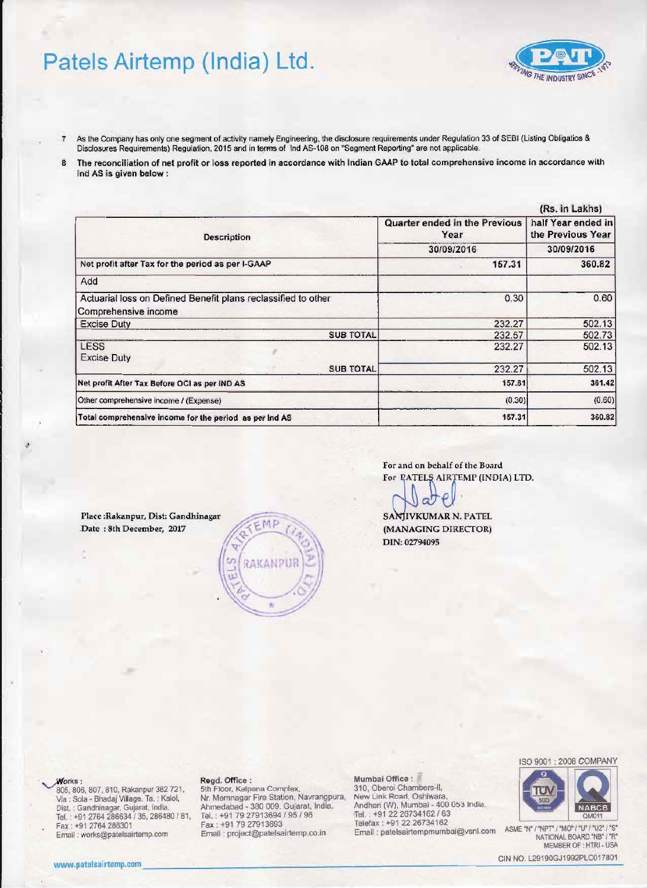# Patels Airtemp (India) Ltd.

7 As the Company has only one segment of activity namely Engineering, the disclosure requirements under Regulation 33 of SEBI (Listing Obligatios & Disclosures Requirements) Regulation, 2015 and in terms of Ind AS-108 on "Segment Reporting" are not applicable.

8 **The reconciliation of net profit or loss reported in accordance with Indian GAAP to total comprehensive income in accordance with Ind AS is given below :**

(Rs. in Lakhs)

| Description | Quarter ended in the Previous Year | half Year ended in the Previous Year |
|---|---|---|
| | 30/09/2016 | 30/09/2016 |
| Net profit after Tax for the period as per I-GAAP | 157.31 | 360.82 |
| Add | | |
| Actuarial loss on Defined Benefit plans reclassified to other Comprehensive income | 0.30 | 0.60 |
| Excise Duty | 232.27 | 502.13 |
| SUB TOTAL | 232.57 | 502.73 |
| LESS Excise Duty | 232.27 | 502.13 |
| SUB TOTAL | 232.27 | 502.13 |
| Net profit After Tax Before OCI as per IND AS | 157.61 | 361.42 |
| Other comprehensive income / (Expense) | (0.30) | (0.60) |
| Total comprehensive income for the period as per Ind AS | 157.31 | 360.82 |

Place :Rakanpur, Dist: Gandhinagar
Date : 8th December, 2017

For and on behalf of the Board
For PATELS AIRTEMP (INDIA) LTD.

SANJIVKUMAR N. PATEL
(MANAGING DIRECTOR)
DIN: 02794095

Works : 805, 806, 807, 810, Rakanpur 382 721, Via : Sola - Bhadaj Village, Ta. : Kalol, Dist. : Gandhinagar, Gujarat, India. Tel. : +91 2764 286634 / 35, 286480 / 81, Fax : +91 2764 286301 Email : works@patelsairtemp.com

Regd. Office : 5th Floor, Kalpana Complex, Nr. Memnagar Fire Station, Navrangpura, Ahmedabad - 380 009. Gujarat, India. Tel. : +91 79 27913694 / 95 / 96 Fax : +91 79 27913693 Email : project@patelsairtemp.co.in

Mumbai Office : 310, Oberoi Chambers-II, New Link Road, Oshiwara, Andheri (W), Mumbai - 400 053 India. Tel. : +91 22 26734162 / 63 Telefax : +91 22 26734162 Email : patelsairtempmumbai@vsnl.com

ISO 9001 : 2008 COMPANY

ASME "N" / "NPT" / "MO" / "U" / "U2" / "S" NATIONAL BOARD "NB" / "R" MEMBER OF : HTRI - USA

CIN NO. L29190GJ1992PLC017801

www.patelsairtemp.com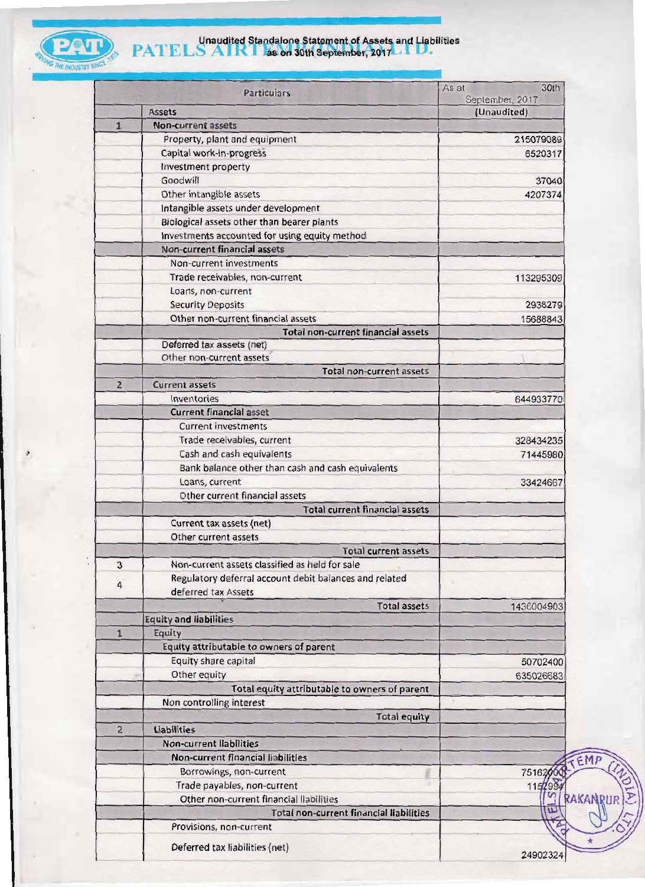# PATELS AIRTEMP (INDIA) LTD.

## Unaudited Standalone Statement of Assets and Liabilities as on 30th September, 2017

| | Particulars | As at 30th September, 2017 |
|---|---|---|
| | **Assets** | **(Unaudited)** |
| 1 | **Non-current assets** | |
| | Property, plant and equipment | 215079089 |
| | Capital work-in-progress | 6520317 |
| | Investment property | |
| | Goodwill | 37040 |
| | Other intangible assets | 4207374 |
| | Intangible assets under development | |
| | Biological assets other than bearer plants | |
| | Investments accounted for using equity method | |
| | **Non-current financial assets** | |
| | Non-current investments | |
| | Trade receivables, non-current | 113295309 |
| | Loans, non-current | |
| | Security Deposits | 2938279 |
| | Other non-current financial assets | 15688843 |
| | **Total non-current financial assets** | |
| | Deferred tax assets (net) | |
| | Other non-current assets | |
| | **Total non-current assets** | |
| 2 | **Current assets** | |
| | Inventories | 644933770 |
| | **Current financial asset** | |
| | Current investments | |
| | Trade receivables, current | 328434235 |
| | Cash and cash equivalents | 71445980 |
| | Bank balance other than cash and cash equivalents | |
| | Loans, current | 33424667 |
| | Other current financial assets | |
| | **Total current financial assets** | |
| | Current tax assets (net) | |
| | Other current assets | |
| | **Total current assets** | |
| 3 | Non-current assets classified as held for sale | |
| 4 | Regulatory deferral account debit balances and related deferred tax Assets | |
| | **Total assets** | 1436004903 |
| | **Equity and liabilities** | |
| 1 | **Equity** | |
| | **Equity attributable to owners of parent** | |
| | Equity share capital | 50702400 |
| | Other equity | 635026683 |
| | **Total equity attributable to owners of parent** | |
| | Non controlling interest | |
| | **Total equity** | |
| 2 | **Liabilities** | |
| | **Non-current liabilities** | |
| | **Non-current financial liabilities** | |
| | Borrowings, non-current | 75162000 |
| | Trade payables, non-current | 1152994 |
| | Other non-current financial liabilities | |
| | **Total non-current financial liabilities** | |
| | Provisions, non-current | |
| | Deferred tax liabilities (net) | 24902324 |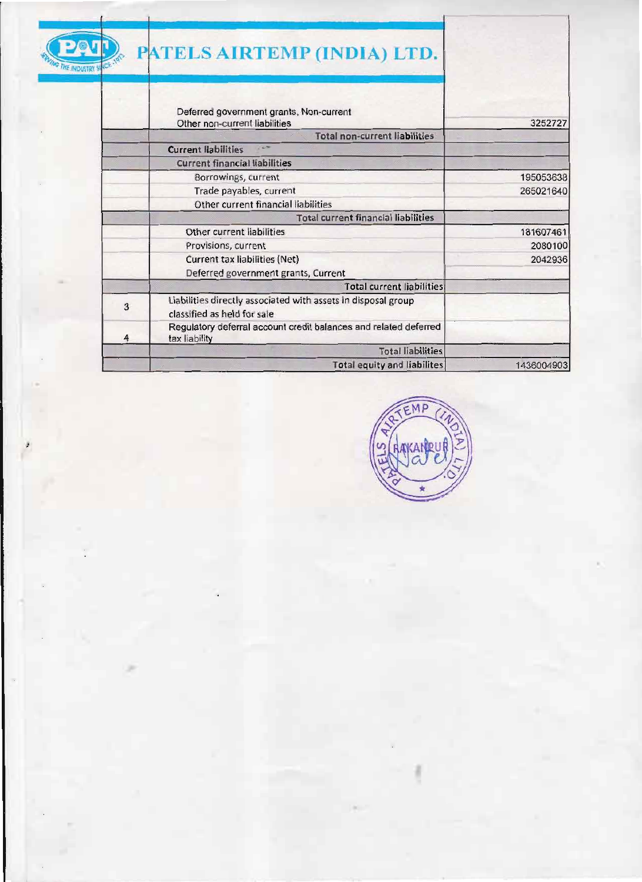# PATELS AIRTEMP (INDIA) LTD.

| | | |
|---|---|---|
| | Deferred government grants, Non-current | |
| | Other non-current liabilities | 3252727 |
| | **Total non-current liabilities** | |
| | **Current liabilities** | |
| | **Current financial liabilities** | |
| | Borrowings, current | 195053638 |
| | Trade payables, current | 265021640 |
| | Other current financial liabilities | |
| | **Total current financial liabilities** | |
| | Other current liabilities | 181607461 |
| | Provisions, current | 2080100 |
| | Current tax liabilities (Net) | 2042936 |
| | Deferred government grants, Current | |
| | **Total current liabilities** | |
| 3 | Liabilities directly associated with assets in disposal group classified as held for sale | |
| 4 | Regulatory deferral account credit balances and related deferred tax liability | |
| | **Total liabilities** | |
| | **Total equity and liabilites** | 1436004903 |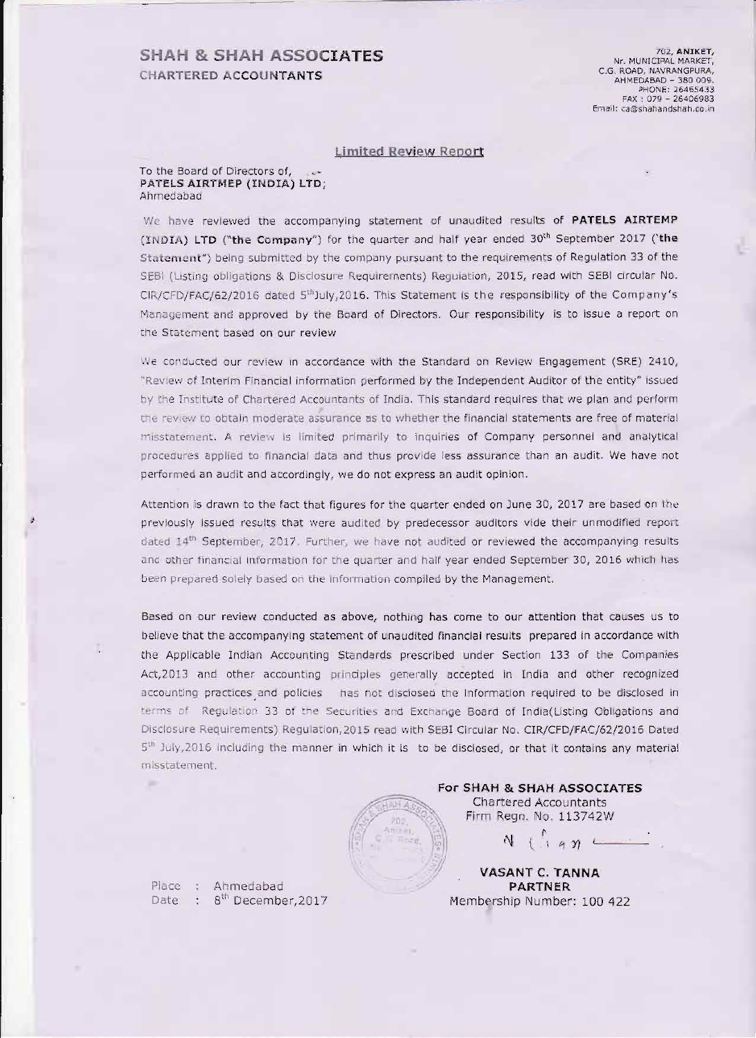# SHAH & SHAH ASSOCIATES

CHARTERED ACCOUNTANTS

702, ANIKET,
Nr. MUNICIPAL MARKET,
C.G. ROAD, NAVRANGPURA,
AHMEDABAD - 380 009.
PHONE: 26465433
FAX : 079 - 26406983
Email: ca@shahandshah.co.in

## Limited Review Report

To the Board of Directors of,
**PATELS AIRTMEP (INDIA) LTD;**
Ahmedabad

We have reviewed the accompanying statement of unaudited results of **PATELS AIRTEMP (INDIA) LTD ("the Company")** for the quarter and half year ended 30th September 2017 (**'the Statement"**) being submitted by the company pursuant to the requirements of Regulation 33 of the SEBI (Listing obligations & Disclosure Requirements) Regulation, 2015, read with SEBI circular No. CIR/CFD/FAC/62/2016 dated 5thJuly,2016. This Statement is the responsibility of the Company's Management and approved by the Board of Directors. Our responsibility is to issue a report on the Statement based on our review

We conducted our review in accordance with the Standard on Review Engagement (SRE) 2410, "Review of Interim Financial information performed by the Independent Auditor of the entity" issued by the Institute of Chartered Accountants of India. This standard requires that we plan and perform the review to obtain moderate assurance as to whether the financial statements are free of material misstatement. A review is limited primarily to inquiries of Company personnel and analytical procedures applied to financial data and thus provide less assurance than an audit. We have not performed an audit and accordingly, we do not express an audit opinion.

Attention is drawn to the fact that figures for the quarter ended on June 30, 2017 are based on the previously issued results that were audited by predecessor auditors vide their unmodified report dated 14th September, 2017. Further, we have not audited or reviewed the accompanying results and other financial information for the quarter and half year ended September 30, 2016 which has been prepared solely based on the information compiled by the Management.

Based on our review conducted as above, nothing has come to our attention that causes us to believe that the accompanying statement of unaudited financial results prepared in accordance with the Applicable Indian Accounting Standards prescribed under Section 133 of the Companies Act,2013 and other accounting principles generally accepted in India and other recognized accounting practices and policies has not disclosed the information required to be disclosed in terms of Regulation 33 of the Securities and Exchange Board of India(Listing Obligations and Disclosure Requirements) Regulation,2015 read with SEBI Circular No. CIR/CFD/FAC/62/2016 Dated 5th July,2016 including the manner in which it is to be disclosed, or that it contains any material misstatement.

**For SHAH & SHAH ASSOCIATES**
Chartered Accountants
Firm Regn. No. 113742W

**VASANT C. TANNA**
**PARTNER**
Membership Number: 100 422

Place : Ahmedabad
Date : 8th December,2017